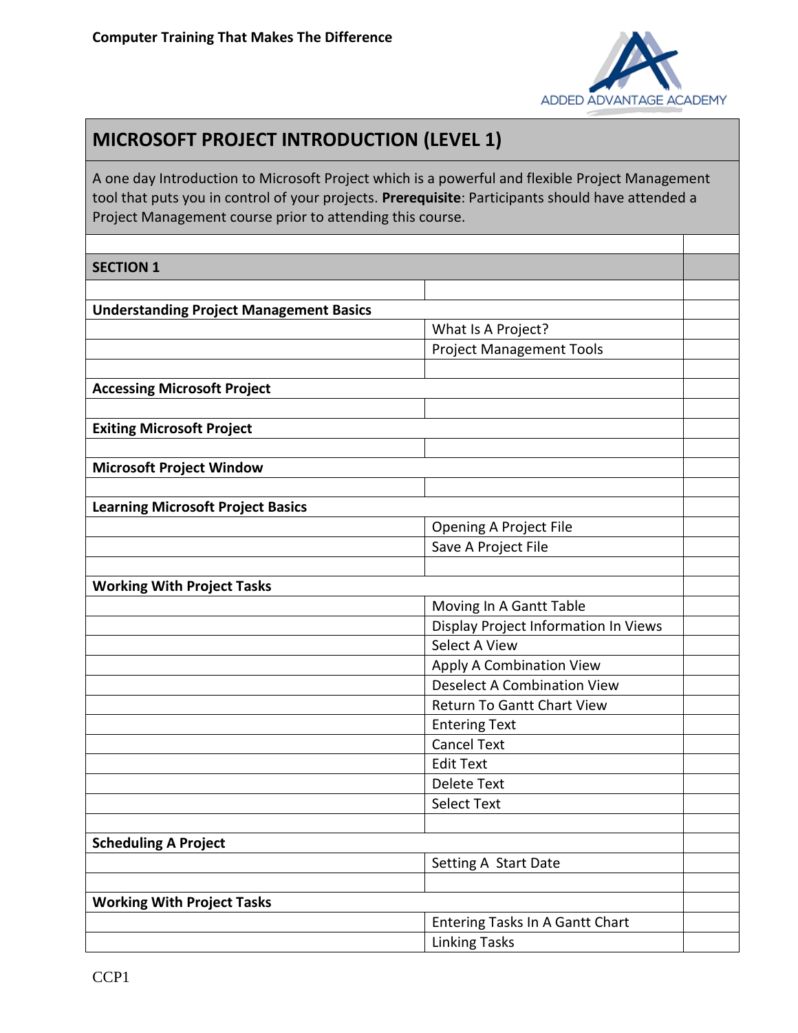**Computer Training That Makes The Difference**

ADDED ADVANTAGE ACADEMY

# MICROSOFT PROJECT INTRODUCTION (LEVEL 1)

A one day Introduction to Microsoft Project which is a powerful and flexible Project Management tool that puts you in control of your projects. **Prerequisite**: Participants should have attended a Project Management course prior to attending this course.

| **SECTION 1** | | |
|---|---|---|
| | | |
| **Understanding Project Management Basics** | | |
| | What Is A Project? | |
| | Project Management Tools | |
| | | |
| **Accessing Microsoft Project** | | |
| | | |
| **Exiting Microsoft Project** | | |
| | | |
| **Microsoft Project Window** | | |
| | | |
| **Learning Microsoft Project Basics** | | |
| | Opening A Project File | |
| | Save A Project File | |
| | | |
| **Working With Project Tasks** | | |
| | Moving In A Gantt Table | |
| | Display Project Information In Views | |
| | Select A View | |
| | Apply A Combination View | |
| | Deselect A Combination View | |
| | Return To Gantt Chart View | |
| | Entering Text | |
| | Cancel Text | |
| | Edit Text | |
| | Delete Text | |
| | Select Text | |
| | | |
| **Scheduling A Project** | | |
| | Setting A Start Date | |
| | | |
| **Working With Project Tasks** | | |
| | Entering Tasks In A Gantt Chart | |
| | Linking Tasks | |

CCP1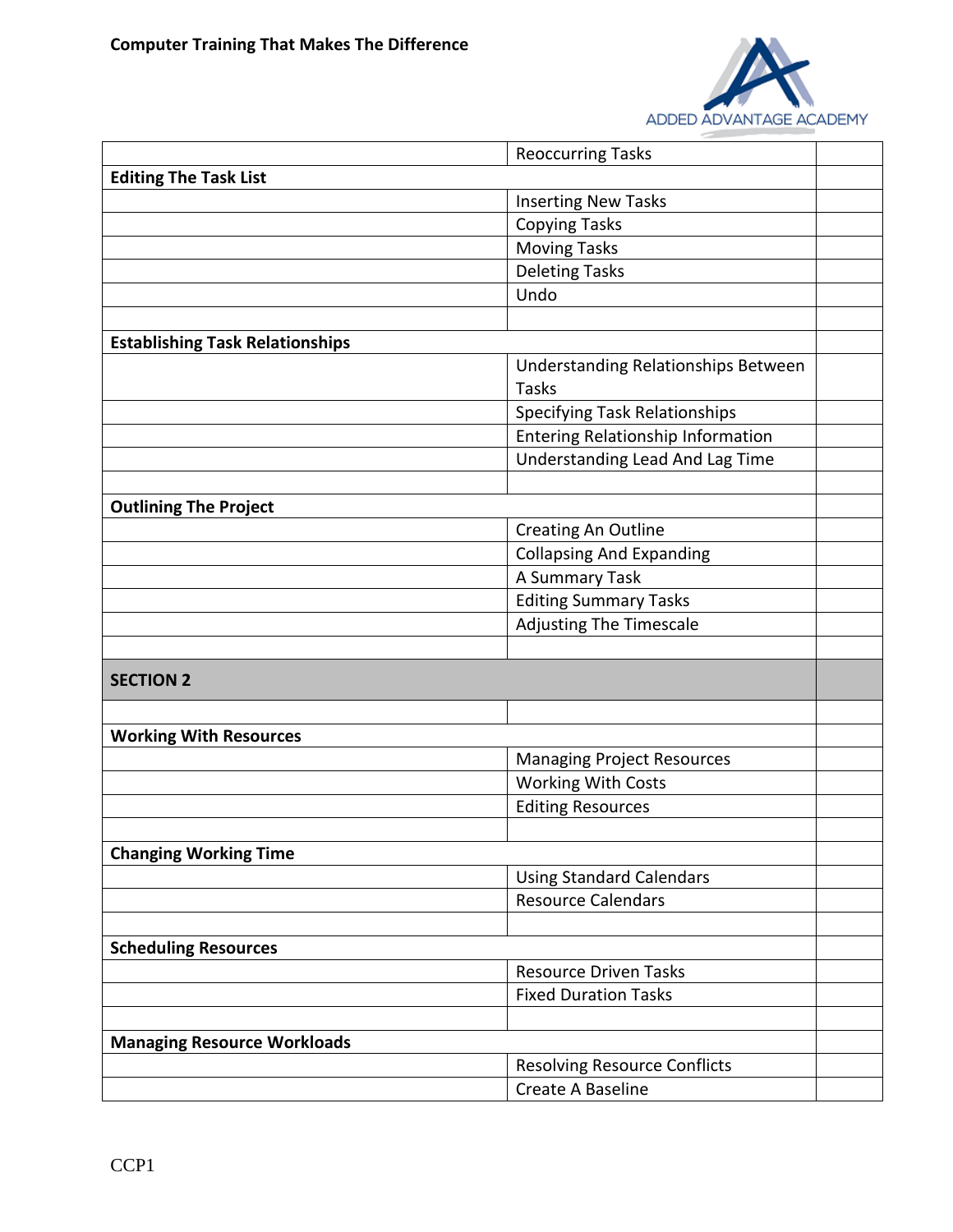| | | |
|---|---|---|
| | Reoccurring Tasks | |
| **Editing The Task List** | | |
| | Inserting New Tasks | |
| | Copying Tasks | |
| | Moving Tasks | |
| | Deleting Tasks | |
| | Undo | |
| | | |
| **Establishing Task Relationships** | | |
| | Understanding Relationships Between Tasks | |
| | Specifying Task Relationships | |
| | Entering Relationship Information | |
| | Understanding Lead And Lag Time | |
| | | |
| **Outlining The Project** | | |
| | Creating An Outline | |
| | Collapsing And Expanding | |
| | A Summary Task | |
| | Editing Summary Tasks | |
| | Adjusting The Timescale | |
| | | |
| **SECTION 2** | | |
| | | |
| **Working With Resources** | | |
| | Managing Project Resources | |
| | Working With Costs | |
| | Editing Resources | |
| | | |
| **Changing Working Time** | | |
| | Using Standard Calendars | |
| | Resource Calendars | |
| | | |
| **Scheduling Resources** | | |
| | Resource Driven Tasks | |
| | Fixed Duration Tasks | |
| | | |
| **Managing Resource Workloads** | | |
| | Resolving Resource Conflicts | |
| | Create A Baseline | |

CCP1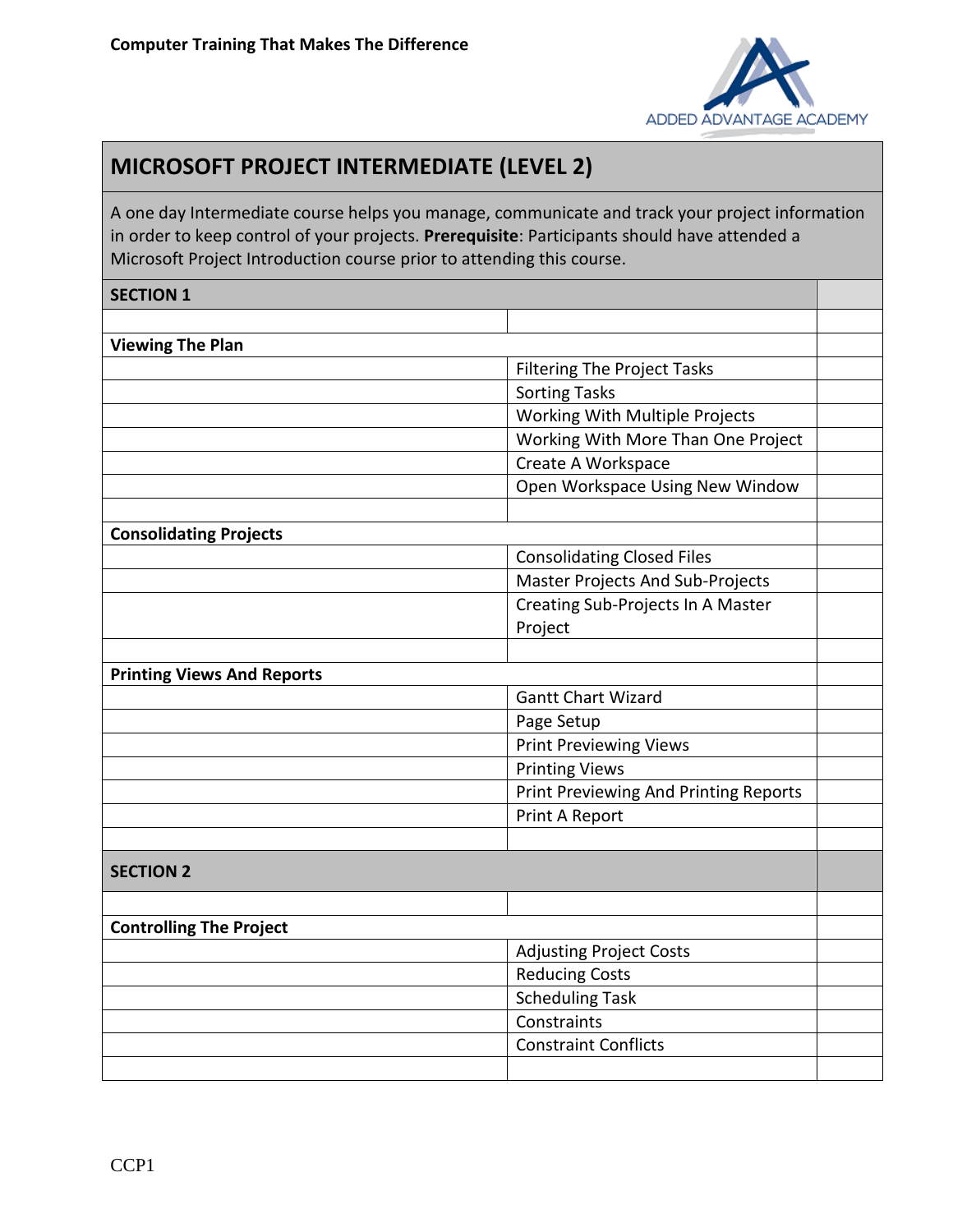Computer Training That Makes The Difference

# MICROSOFT PROJECT INTERMEDIATE (LEVEL 2)

A one day Intermediate course helps you manage, communicate and track your project information in order to keep control of your projects. **Prerequisite**: Participants should have attended a Microsoft Project Introduction course prior to attending this course.

| **SECTION 1** | | |
|---|---|---|
| | | |
| **Viewing The Plan** | | |
| | Filtering The Project Tasks | |
| | Sorting Tasks | |
| | Working With Multiple Projects | |
| | Working With More Than One Project | |
| | Create A Workspace | |
| | Open Workspace Using New Window | |
| | | |
| **Consolidating Projects** | | |
| | Consolidating Closed Files | |
| | Master Projects And Sub-Projects | |
| | Creating Sub-Projects In A Master Project | |
| | | |
| **Printing Views And Reports** | | |
| | Gantt Chart Wizard | |
| | Page Setup | |
| | Print Previewing Views | |
| | Printing Views | |
| | Print Previewing And Printing Reports | |
| | Print A Report | |
| | | |
| **SECTION 2** | | |
| | | |
| **Controlling The Project** | | |
| | Adjusting Project Costs | |
| | Reducing Costs | |
| | Scheduling Task | |
| | Constraints | |
| | Constraint Conflicts | |
| | | |

CCP1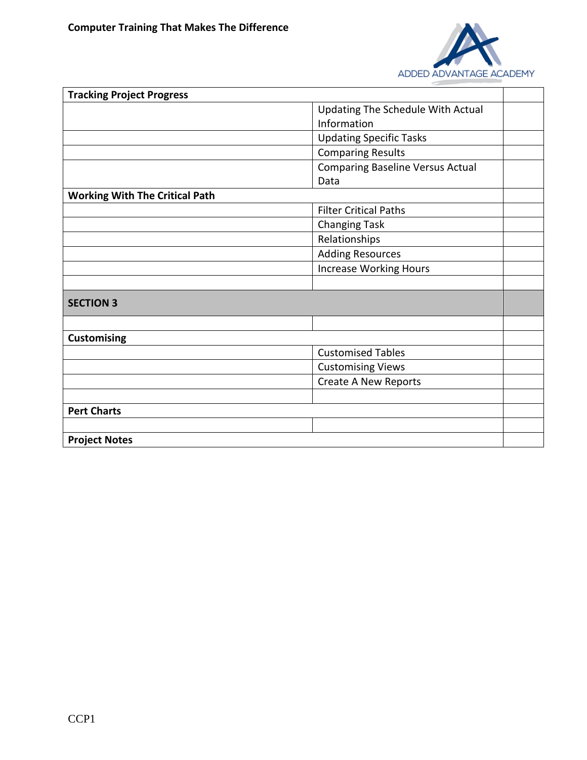| | | |
|---|---|---|
| **Tracking Project Progress** | | |
| | Updating The Schedule With Actual Information | |
| | Updating Specific Tasks | |
| | Comparing Results | |
| | Comparing Baseline Versus Actual Data | |
| **Working With The Critical Path** | | |
| | Filter Critical Paths | |
| | Changing Task | |
| | Relationships | |
| | Adding Resources | |
| | Increase Working Hours | |
| | | |
| **SECTION 3** | | |
| | | |
| **Customising** | | |
| | Customised Tables | |
| | Customising Views | |
| | Create A New Reports | |
| | | |
| **Pert Charts** | | |
| | | |
| **Project Notes** | | |

CCP1